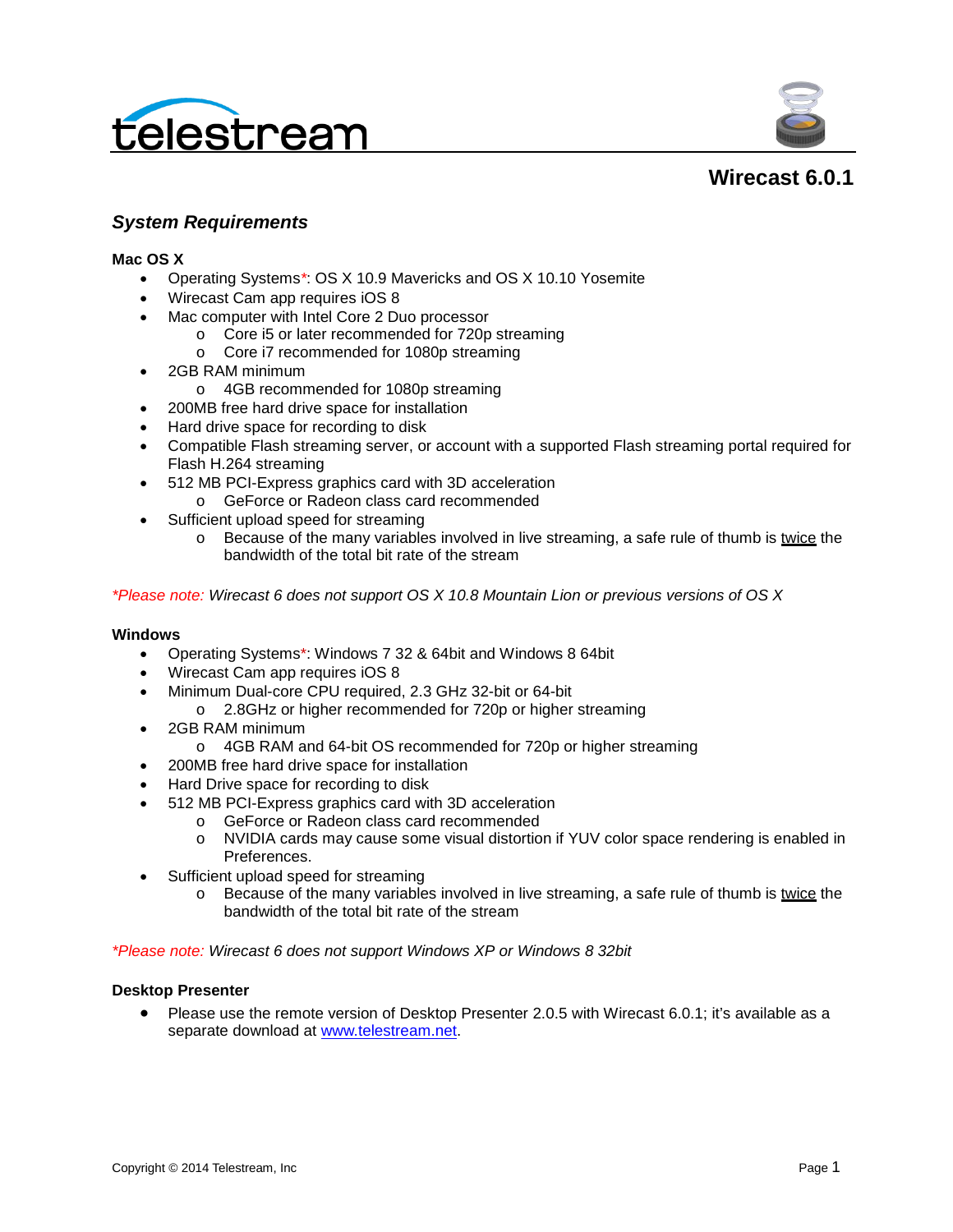# Wirecast 6.0.1

## *System Requirements*

**Mac OS X**

- Operating Systems*: OS X 10.9 Mavericks and OS X 10.10 Yosemite
- Wirecast Cam app requires iOS 8
- Mac computer with Intel Core 2 Duo processor
  - Core i5 or later recommended for 720p streaming
  - Core i7 recommended for 1080p streaming
- 2GB RAM minimum
  - 4GB recommended for 1080p streaming
- 200MB free hard drive space for installation
- Hard drive space for recording to disk
- Compatible Flash streaming server, or account with a supported Flash streaming portal required for Flash H.264 streaming
- 512 MB PCI-Express graphics card with 3D acceleration
  - GeForce or Radeon class card recommended
- Sufficient upload speed for streaming
  - Because of the many variables involved in live streaming, a safe rule of thumb is <u>twice</u> the bandwidth of the total bit rate of the stream

*\*Please note: Wirecast 6 does not support OS X 10.8 Mountain Lion or previous versions of OS X*

**Windows**

- Operating Systems*: Windows 7 32 & 64bit and Windows 8 64bit
- Wirecast Cam app requires iOS 8
- Minimum Dual-core CPU required, 2.3 GHz 32-bit or 64-bit
  - 2.8GHz or higher recommended for 720p or higher streaming
- 2GB RAM minimum
  - 4GB RAM and 64-bit OS recommended for 720p or higher streaming
- 200MB free hard drive space for installation
- Hard Drive space for recording to disk
- 512 MB PCI-Express graphics card with 3D acceleration
  - GeForce or Radeon class card recommended
  - NVIDIA cards may cause some visual distortion if YUV color space rendering is enabled in Preferences.
- Sufficient upload speed for streaming
  - Because of the many variables involved in live streaming, a safe rule of thumb is <u>twice</u> the bandwidth of the total bit rate of the stream

*\*Please note: Wirecast 6 does not support Windows XP or Windows 8 32bit*

**Desktop Presenter**

- Please use the remote version of Desktop Presenter 2.0.5 with Wirecast 6.0.1; it's available as a separate download at [www.telestream.net](http://www.telestream.net).

Copyright © 2014 Telestream, Inc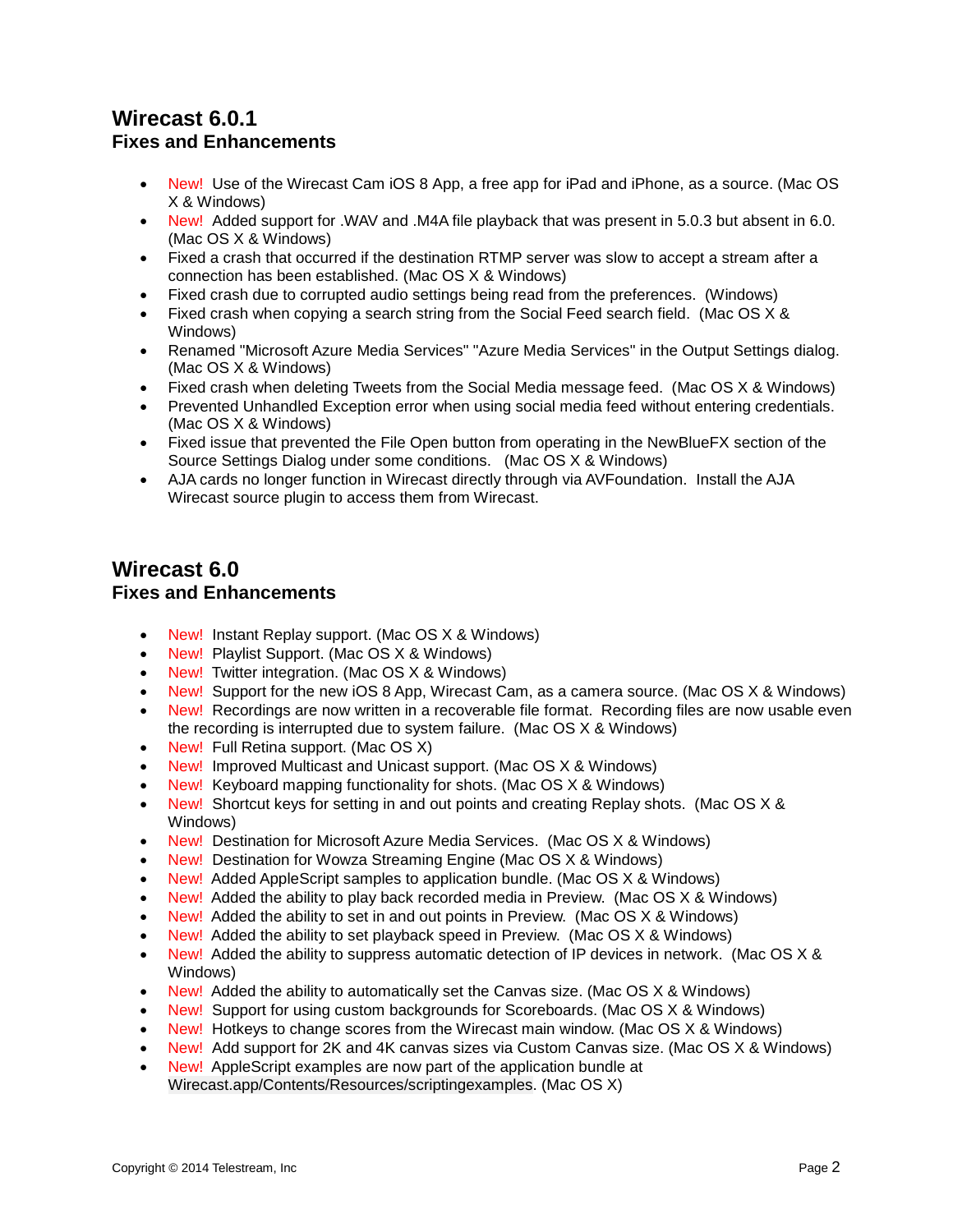## Wirecast 6.0.1
### Fixes and Enhancements

- New! Use of the Wirecast Cam iOS 8 App, a free app for iPad and iPhone, as a source. (Mac OS X & Windows)
- New! Added support for .WAV and .M4A file playback that was present in 5.0.3 but absent in 6.0. (Mac OS X & Windows)
- Fixed a crash that occurred if the destination RTMP server was slow to accept a stream after a connection has been established. (Mac OS X & Windows)
- Fixed crash due to corrupted audio settings being read from the preferences. (Windows)
- Fixed crash when copying a search string from the Social Feed search field. (Mac OS X & Windows)
- Renamed "Microsoft Azure Media Services" "Azure Media Services" in the Output Settings dialog. (Mac OS X & Windows)
- Fixed crash when deleting Tweets from the Social Media message feed. (Mac OS X & Windows)
- Prevented Unhandled Exception error when using social media feed without entering credentials. (Mac OS X & Windows)
- Fixed issue that prevented the File Open button from operating in the NewBlueFX section of the Source Settings Dialog under some conditions. (Mac OS X & Windows)
- AJA cards no longer function in Wirecast directly through via AVFoundation. Install the AJA Wirecast source plugin to access them from Wirecast.

## Wirecast 6.0
### Fixes and Enhancements

- New! Instant Replay support. (Mac OS X & Windows)
- New! Playlist Support. (Mac OS X & Windows)
- New! Twitter integration. (Mac OS X & Windows)
- New! Support for the new iOS 8 App, Wirecast Cam, as a camera source. (Mac OS X & Windows)
- New! Recordings are now written in a recoverable file format. Recording files are now usable even the recording is interrupted due to system failure. (Mac OS X & Windows)
- New! Full Retina support. (Mac OS X)
- New! Improved Multicast and Unicast support. (Mac OS X & Windows)
- New! Keyboard mapping functionality for shots. (Mac OS X & Windows)
- New! Shortcut keys for setting in and out points and creating Replay shots. (Mac OS X & Windows)
- New! Destination for Microsoft Azure Media Services. (Mac OS X & Windows)
- New! Destination for Wowza Streaming Engine (Mac OS X & Windows)
- New! Added AppleScript samples to application bundle. (Mac OS X & Windows)
- New! Added the ability to play back recorded media in Preview. (Mac OS X & Windows)
- New! Added the ability to set in and out points in Preview. (Mac OS X & Windows)
- New! Added the ability to set playback speed in Preview. (Mac OS X & Windows)
- New! Added the ability to suppress automatic detection of IP devices in network. (Mac OS X & Windows)
- New! Added the ability to automatically set the Canvas size. (Mac OS X & Windows)
- New! Support for using custom backgrounds for Scoreboards. (Mac OS X & Windows)
- New! Hotkeys to change scores from the Wirecast main window. (Mac OS X & Windows)
- New! Add support for 2K and 4K canvas sizes via Custom Canvas size. (Mac OS X & Windows)
- New! AppleScript examples are now part of the application bundle at Wirecast.app/Contents/Resources/scriptingexamples. (Mac OS X)

Copyright © 2014 Telestream, Inc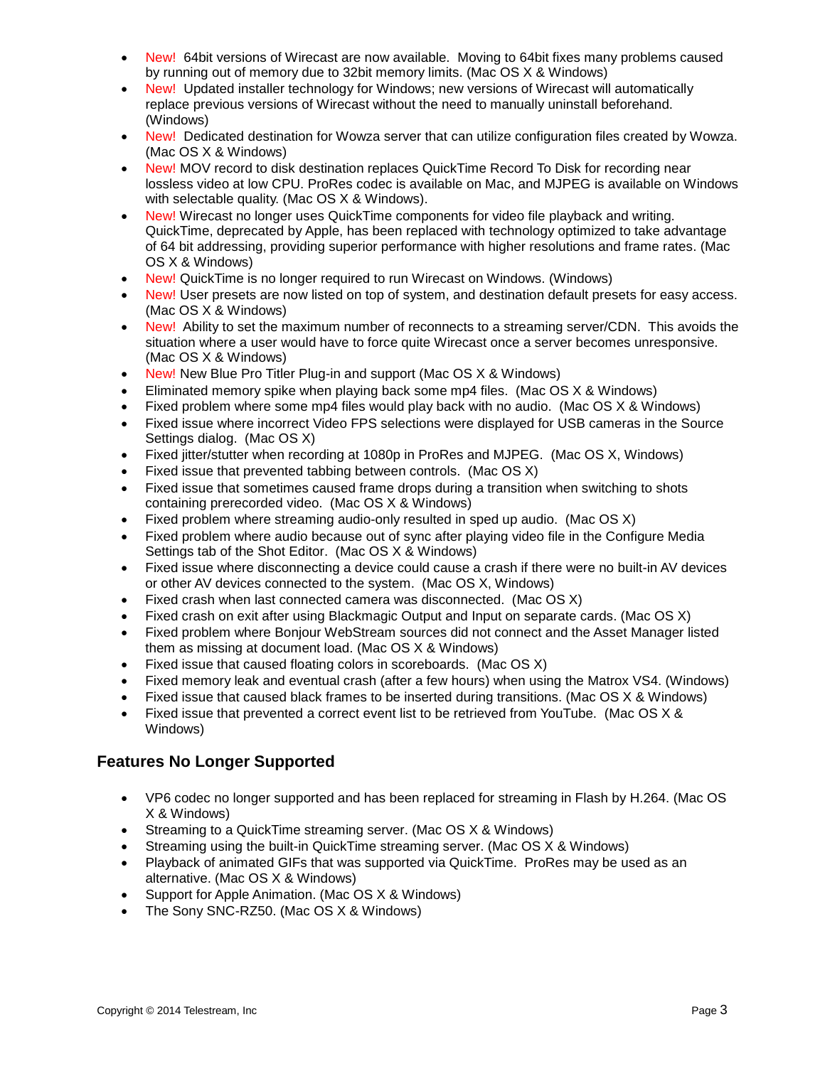- New! 64bit versions of Wirecast are now available. Moving to 64bit fixes many problems caused by running out of memory due to 32bit memory limits. (Mac OS X & Windows)
- New! Updated installer technology for Windows; new versions of Wirecast will automatically replace previous versions of Wirecast without the need to manually uninstall beforehand. (Windows)
- New! Dedicated destination for Wowza server that can utilize configuration files created by Wowza. (Mac OS X & Windows)
- New! MOV record to disk destination replaces QuickTime Record To Disk for recording near lossless video at low CPU. ProRes codec is available on Mac, and MJPEG is available on Windows with selectable quality. (Mac OS X & Windows).
- New! Wirecast no longer uses QuickTime components for video file playback and writing. QuickTime, deprecated by Apple, has been replaced with technology optimized to take advantage of 64 bit addressing, providing superior performance with higher resolutions and frame rates. (Mac OS X & Windows)
- New! QuickTime is no longer required to run Wirecast on Windows. (Windows)
- New! User presets are now listed on top of system, and destination default presets for easy access. (Mac OS X & Windows)
- New! Ability to set the maximum number of reconnects to a streaming server/CDN. This avoids the situation where a user would have to force quite Wirecast once a server becomes unresponsive. (Mac OS X & Windows)
- New! New Blue Pro Titler Plug-in and support (Mac OS X & Windows)
- Eliminated memory spike when playing back some mp4 files. (Mac OS X & Windows)
- Fixed problem where some mp4 files would play back with no audio. (Mac OS X & Windows)
- Fixed issue where incorrect Video FPS selections were displayed for USB cameras in the Source Settings dialog. (Mac OS X)
- Fixed jitter/stutter when recording at 1080p in ProRes and MJPEG. (Mac OS X, Windows)
- Fixed issue that prevented tabbing between controls. (Mac OS X)
- Fixed issue that sometimes caused frame drops during a transition when switching to shots containing prerecorded video. (Mac OS X & Windows)
- Fixed problem where streaming audio-only resulted in sped up audio. (Mac OS X)
- Fixed problem where audio because out of sync after playing video file in the Configure Media Settings tab of the Shot Editor. (Mac OS X & Windows)
- Fixed issue where disconnecting a device could cause a crash if there were no built-in AV devices or other AV devices connected to the system. (Mac OS X, Windows)
- Fixed crash when last connected camera was disconnected. (Mac OS X)
- Fixed crash on exit after using Blackmagic Output and Input on separate cards. (Mac OS X)
- Fixed problem where Bonjour WebStream sources did not connect and the Asset Manager listed them as missing at document load. (Mac OS X & Windows)
- Fixed issue that caused floating colors in scoreboards. (Mac OS X)
- Fixed memory leak and eventual crash (after a few hours) when using the Matrox VS4. (Windows)
- Fixed issue that caused black frames to be inserted during transitions. (Mac OS X & Windows)
- Fixed issue that prevented a correct event list to be retrieved from YouTube. (Mac OS X & Windows)

### Features No Longer Supported

- VP6 codec no longer supported and has been replaced for streaming in Flash by H.264. (Mac OS X & Windows)
- Streaming to a QuickTime streaming server. (Mac OS X & Windows)
- Streaming using the built-in QuickTime streaming server. (Mac OS X & Windows)
- Playback of animated GIFs that was supported via QuickTime. ProRes may be used as an alternative. (Mac OS X & Windows)
- Support for Apple Animation. (Mac OS X & Windows)
- The Sony SNC-RZ50. (Mac OS X & Windows)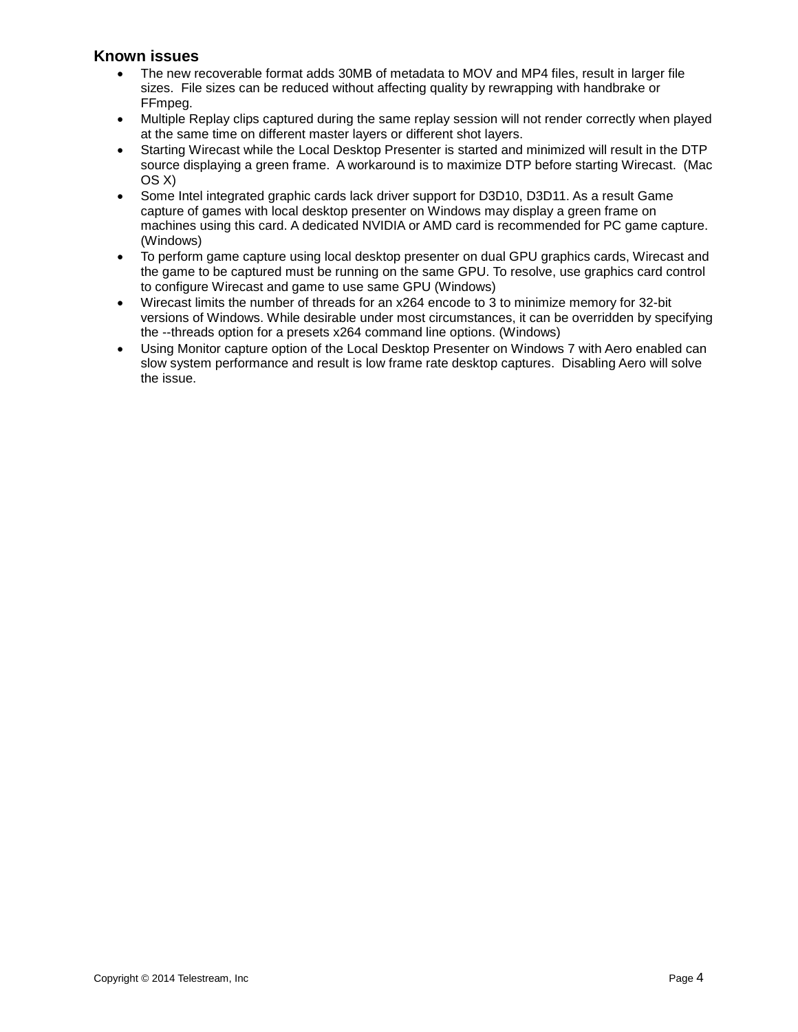### Known issues

- The new recoverable format adds 30MB of metadata to MOV and MP4 files, result in larger file sizes. File sizes can be reduced without affecting quality by rewrapping with handbrake or FFmpeg.
- Multiple Replay clips captured during the same replay session will not render correctly when played at the same time on different master layers or different shot layers.
- Starting Wirecast while the Local Desktop Presenter is started and minimized will result in the DTP source displaying a green frame. A workaround is to maximize DTP before starting Wirecast. (Mac OS X)
- Some Intel integrated graphic cards lack driver support for D3D10, D3D11. As a result Game capture of games with local desktop presenter on Windows may display a green frame on machines using this card. A dedicated NVIDIA or AMD card is recommended for PC game capture. (Windows)
- To perform game capture using local desktop presenter on dual GPU graphics cards, Wirecast and the game to be captured must be running on the same GPU. To resolve, use graphics card control to configure Wirecast and game to use same GPU (Windows)
- Wirecast limits the number of threads for an x264 encode to 3 to minimize memory for 32-bit versions of Windows. While desirable under most circumstances, it can be overridden by specifying the --threads option for a presets x264 command line options. (Windows)
- Using Monitor capture option of the Local Desktop Presenter on Windows 7 with Aero enabled can slow system performance and result is low frame rate desktop captures. Disabling Aero will solve the issue.